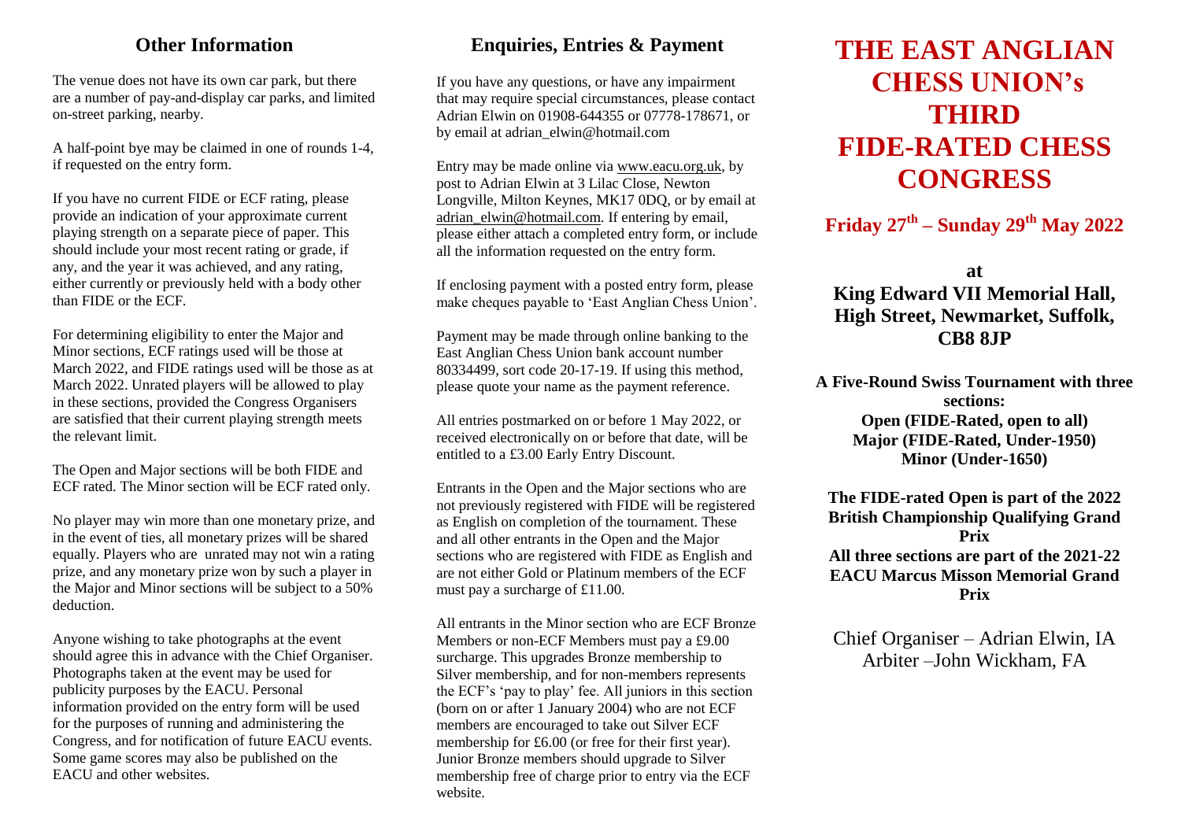## Other Information

The venue does not have its own car park, but there are a number of pay-and-display car parks, and limited on-street parking, nearby.

A half-point bye may be claimed in one of rounds 1-4, if requested on the entry form.

If you have no current FIDE or ECF rating, please provide an indication of your approximate current playing strength on a separate piece of paper. This should include your most recent rating or grade, if any, and the year it was achieved, and any rating, either currently or previously held with a body other than FIDE or the ECF.

For determining eligibility to enter the Major and Minor sections, ECF ratings used will be those at March 2022, and FIDE ratings used will be those as at March 2022. Unrated players will be allowed to play in these sections, provided the Congress Organisers are satisfied that their current playing strength meets the relevant limit.

The Open and Major sections will be both FIDE and ECF rated. The Minor section will be ECF rated only.

No player may win more than one monetary prize, and in the event of ties, all monetary prizes will be shared equally. Players who are unrated may not win a rating prize, and any monetary prize won by such a player in the Major and Minor sections will be subject to a 50% deduction.

Anyone wishing to take photographs at the event should agree this in advance with the Chief Organiser. Photographs taken at the event may be used for publicity purposes by the EACU. Personal information provided on the entry form will be used for the purposes of running and administering the Congress, and for notification of future EACU events. Some game scores may also be published on the EACU and other websites.

## Enquiries, Entries & Payment

If you have any questions, or have any impairment that may require special circumstances, please contact Adrian Elwin on 01908-644355 or 07778-178671, or by email at adrian_elwin@hotmail.com

Entry may be made online via www.eacu.org.uk, by post to Adrian Elwin at 3 Lilac Close, Newton Longville, Milton Keynes, MK17 0DQ, or by email at adrian_elwin@hotmail.com. If entering by email, please either attach a completed entry form, or include all the information requested on the entry form.

If enclosing payment with a posted entry form, please make cheques payable to 'East Anglian Chess Union'.

Payment may be made through online banking to the East Anglian Chess Union bank account number 80334499, sort code 20-17-19. If using this method, please quote your name as the payment reference.

All entries postmarked on or before 1 May 2022, or received electronically on or before that date, will be entitled to a £3.00 Early Entry Discount.

Entrants in the Open and the Major sections who are not previously registered with FIDE will be registered as English on completion of the tournament. These and all other entrants in the Open and the Major sections who are registered with FIDE as English and are not either Gold or Platinum members of the ECF must pay a surcharge of £11.00.

All entrants in the Minor section who are ECF Bronze Members or non-ECF Members must pay a £9.00 surcharge. This upgrades Bronze membership to Silver membership, and for non-members represents the ECF's 'pay to play' fee. All juniors in this section (born on or after 1 January 2004) who are not ECF members are encouraged to take out Silver ECF membership for £6.00 (or free for their first year). Junior Bronze members should upgrade to Silver membership free of charge prior to entry via the ECF website.

# THE EAST ANGLIAN CHESS UNION's THIRD FIDE-RATED CHESS CONGRESS

## Friday 27th – Sunday 29th May 2022

**at**

**King Edward VII Memorial Hall, High Street, Newmarket, Suffolk, CB8 8JP**

**A Five-Round Swiss Tournament with three sections:**
**Open (FIDE-Rated, open to all)**
**Major (FIDE-Rated, Under-1950)**
**Minor (Under-1650)**

**The FIDE-rated Open is part of the 2022 British Championship Qualifying Grand Prix**
**All three sections are part of the 2021-22 EACU Marcus Misson Memorial Grand Prix**

Chief Organiser – Adrian Elwin, IA
Arbiter –John Wickham, FA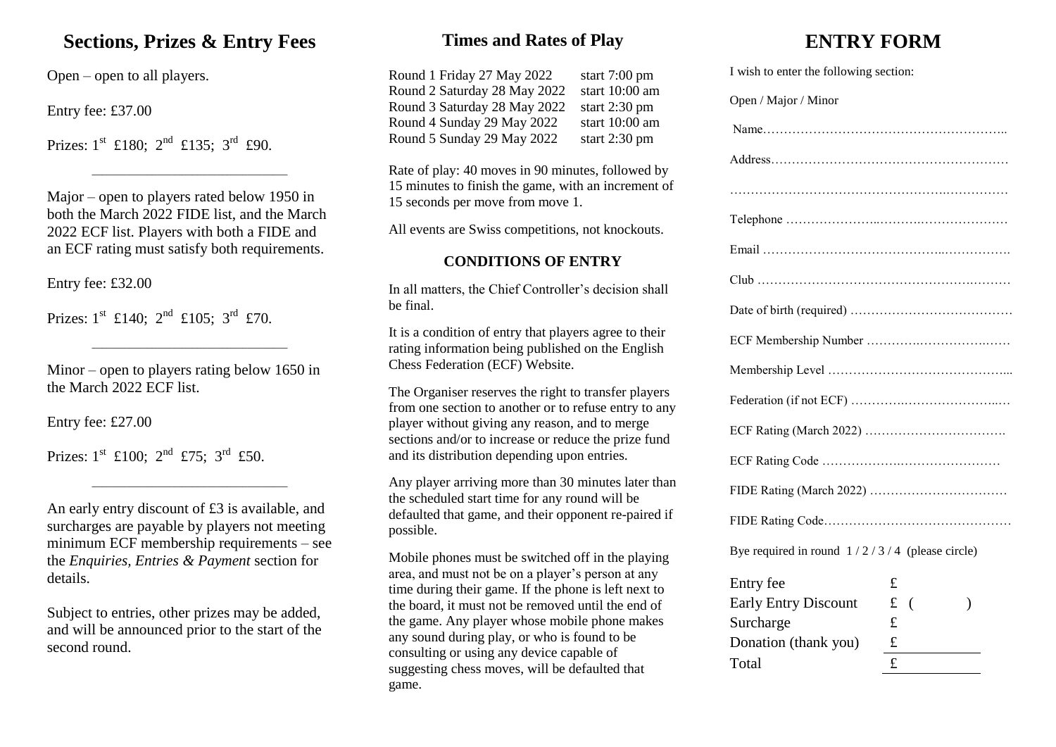## Sections, Prizes & Entry Fees

Open – open to all players.

Entry fee: £37.00

Prizes: 1st £180; 2nd £135; 3rd £90.

---

Major – open to players rated below 1950 in both the March 2022 FIDE list, and the March 2022 ECF list. Players with both a FIDE and an ECF rating must satisfy both requirements.

Entry fee: £32.00

Prizes: 1st £140; 2nd £105; 3rd £70.

---

Minor – open to players rating below 1650 in the March 2022 ECF list.

Entry fee: £27.00

Prizes: 1st £100; 2nd £75; 3rd £50.

---

An early entry discount of £3 is available, and surcharges are payable by players not meeting minimum ECF membership requirements – see the *Enquiries, Entries & Payment* section for details.

Subject to entries, other prizes may be added, and will be announced prior to the start of the second round.

## Times and Rates of Play

| | |
|---|---|
| Round 1 Friday 27 May 2022 | start 7:00 pm |
| Round 2 Saturday 28 May 2022 | start 10:00 am |
| Round 3 Saturday 28 May 2022 | start 2:30 pm |
| Round 4 Sunday 29 May 2022 | start 10:00 am |
| Round 5 Sunday 29 May 2022 | start 2:30 pm |

Rate of play: 40 moves in 90 minutes, followed by 15 minutes to finish the game, with an increment of 15 seconds per move from move 1.

All events are Swiss competitions, not knockouts.

### CONDITIONS OF ENTRY

In all matters, the Chief Controller's decision shall be final.

It is a condition of entry that players agree to their rating information being published on the English Chess Federation (ECF) Website.

The Organiser reserves the right to transfer players from one section to another or to refuse entry to any player without giving any reason, and to merge sections and/or to increase or reduce the prize fund and its distribution depending upon entries.

Any player arriving more than 30 minutes later than the scheduled start time for any round will be defaulted that game, and their opponent re-paired if possible.

Mobile phones must be switched off in the playing area, and must not be on a player's person at any time during their game. If the phone is left next to the board, it must not be removed until the end of the game. Any player whose mobile phone makes any sound during play, or who is found to be consulting or using any device capable of suggesting chess moves, will be defaulted that game.

## ENTRY FORM

I wish to enter the following section:

Open / Major / Minor

Name…………………………………………………..

Address…………………………………………………

……………………………………………………………

Telephone ………………………………………………

Email ……………………………………………………

Club ……………………………………………………

Date of birth (required) ………………………………

ECF Membership Number ……………………………

Membership Level ……………………………………...

Federation (if not ECF) ………………………………

ECF Rating (March 2022) ……………………………

ECF Rating Code ……………………………………

FIDE Rating (March 2022) ……………………………

FIDE Rating Code………………………………………

Bye required in round 1 / 2 / 3 / 4 (please circle)

| | |
|---|---|
| Entry fee | £ |
| Early Entry Discount | £ ( ) |
| Surcharge | £ |
| Donation (thank you) | £ |
| Total | £ |